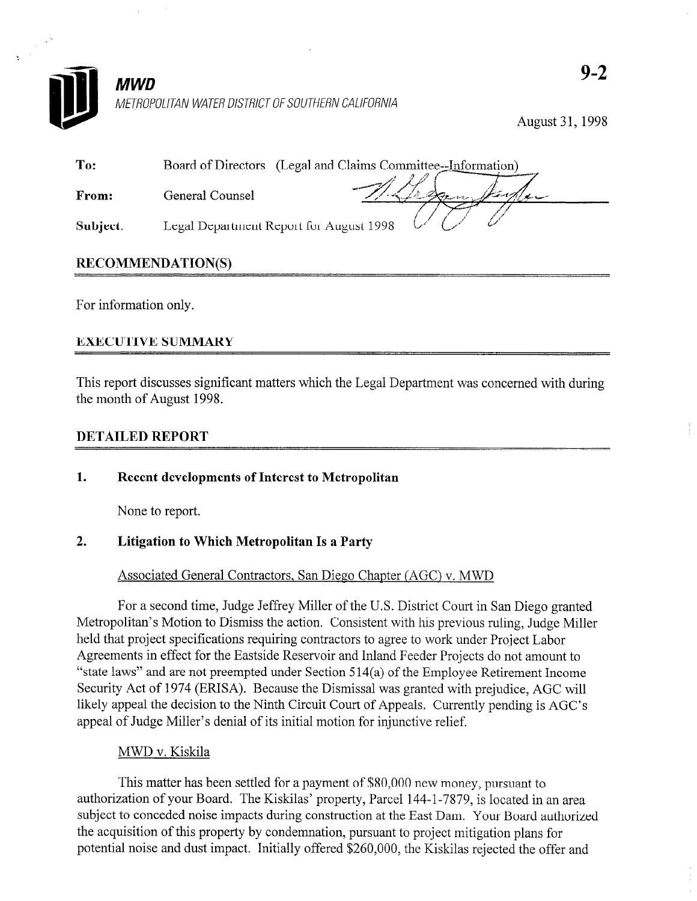**MWD**

METROPOLITAN WATER DISTRICT OF SOUTHERN CALIFORNIA

9-2

August 31, 1998

**To:** Board of Directors (Legal and Claims Committee--Information)

**From:** General Counsel

**Subject.** Legal Department Report for August 1998

## RECOMMENDATION(S)

For information only.

## EXECUTIVE SUMMARY

This report discusses significant matters which the Legal Department was concerned with during the month of August 1998.

## DETAILED REPORT

### 1. Recent developments of Interest to Metropolitan

None to report.

### 2. Litigation to Which Metropolitan Is a Party

Associated General Contractors, San Diego Chapter (AGC) v. MWD

For a second time, Judge Jeffrey Miller of the U.S. District Court in San Diego granted Metropolitan's Motion to Dismiss the action. Consistent with his previous ruling, Judge Miller held that project specifications requiring contractors to agree to work under Project Labor Agreements in effect for the Eastside Reservoir and Inland Feeder Projects do not amount to "state laws" and are not preempted under Section 514(a) of the Employee Retirement Income Security Act of 1974 (ERISA). Because the Dismissal was granted with prejudice, AGC will likely appeal the decision to the Ninth Circuit Court of Appeals. Currently pending is AGC's appeal of Judge Miller's denial of its initial motion for injunctive relief.

MWD v. Kiskila

This matter has been settled for a payment of $80,000 new money, pursuant to authorization of your Board. The Kiskilas' property, Parcel 144-1-7879, is located in an area subject to conceded noise impacts during construction at the East Dam. Your Board authorized the acquisition of this property by condemnation, pursuant to project mitigation plans for potential noise and dust impact. Initially offered $260,000, the Kiskilas rejected the offer and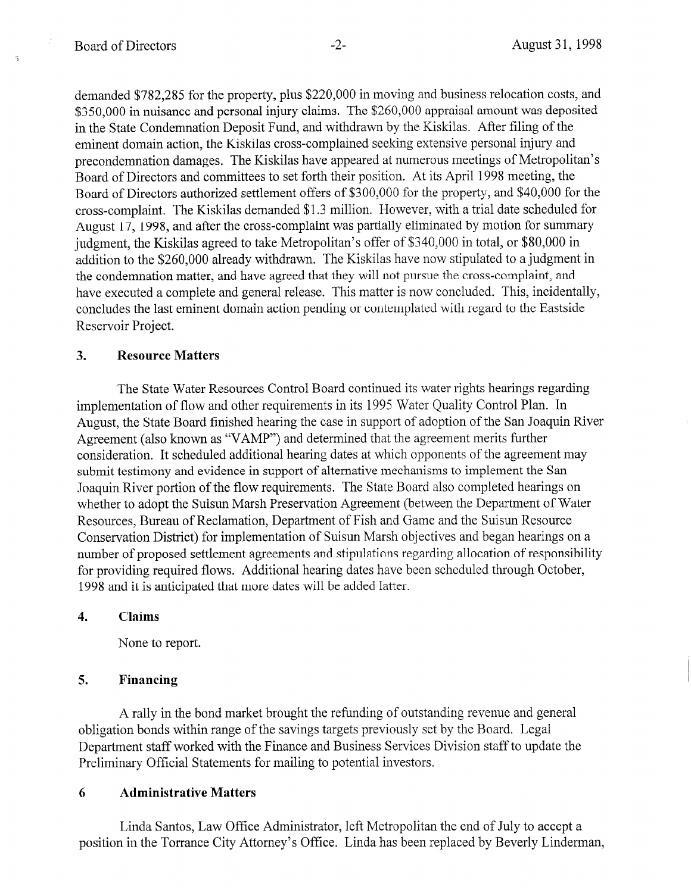demanded \$782,285 for the property, plus \$220,000 in moving and business relocation costs, and \$350,000 in nuisance and personal injury claims. The \$260,000 appraisal amount was deposited in the State Condemnation Deposit Fund, and withdrawn by the Kiskilas. After filing of the eminent domain action, the Kiskilas cross-complained seeking extensive personal injury and precondemnation damages. The Kiskilas have appeared at numerous meetings of Metropolitan's Board of Directors and committees to set forth their position. At its April 1998 meeting, the Board of Directors authorized settlement offers of \$300,000 for the property, and \$40,000 for the cross-complaint. The Kiskilas demanded \$1.3 million. However, with a trial date scheduled for August 17, 1998, and after the cross-complaint was partially eliminated by motion for summary judgment, the Kiskilas agreed to take Metropolitan's offer of \$340,000 in total, or \$80,000 in addition to the \$260,000 already withdrawn. The Kiskilas have now stipulated to a judgment in the condemnation matter, and have agreed that they will not pursue the cross-complaint, and have executed a complete and general release. This matter is now concluded. This, incidentally, concludes the last eminent domain action pending or contemplated with regard to the Eastside Reservoir Project.

## 3. Resource Matters

The State Water Resources Control Board continued its water rights hearings regarding implementation of flow and other requirements in its 1995 Water Quality Control Plan. In August, the State Board finished hearing the case in support of adoption of the San Joaquin River Agreement (also known as "VAMP") and determined that the agreement merits further consideration. It scheduled additional hearing dates at which opponents of the agreement may submit testimony and evidence in support of alternative mechanisms to implement the San Joaquin River portion of the flow requirements. The State Board also completed hearings on whether to adopt the Suisun Marsh Preservation Agreement (between the Department of Water Resources, Bureau of Reclamation, Department of Fish and Game and the Suisun Resource Conservation District) for implementation of Suisun Marsh objectives and began hearings on a number of proposed settlement agreements and stipulations regarding allocation of responsibility for providing required flows. Additional hearing dates have been scheduled through October, 1998 and it is anticipated that more dates will be added latter.

## 4. Claims

None to report.

## 5. Financing

A rally in the bond market brought the refunding of outstanding revenue and general obligation bonds within range of the savings targets previously set by the Board. Legal Department staff worked with the Finance and Business Services Division staff to update the Preliminary Official Statements for mailing to potential investors.

## 6 Administrative Matters

Linda Santos, Law Office Administrator, left Metropolitan the end of July to accept a position in the Torrance City Attorney's Office. Linda has been replaced by Beverly Linderman,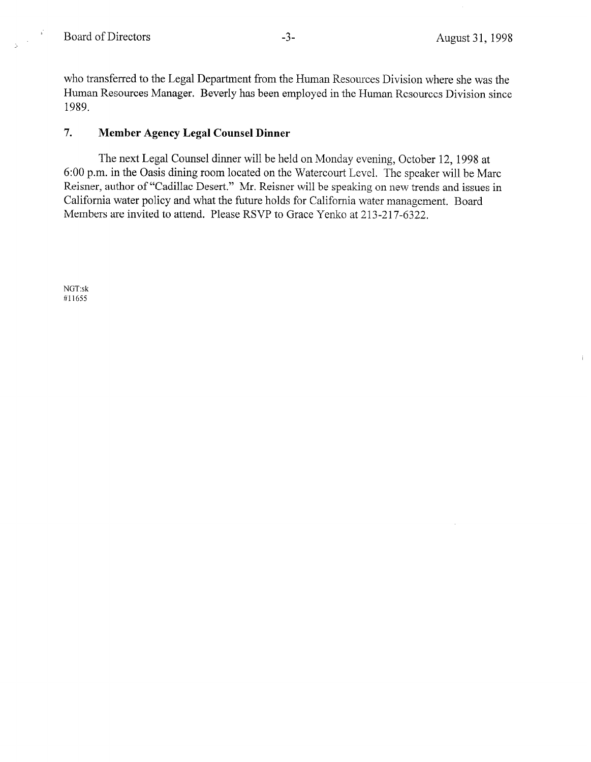who transferred to the Legal Department from the Human Resources Division where she was the Human Resources Manager. Beverly has been employed in the Human Resources Division since 1989.

## 7. Member Agency Legal Counsel Dinner

The next Legal Counsel dinner will be held on Monday evening, October 12, 1998 at 6:00 p.m. in the Oasis dining room located on the Watercourt Level. The speaker will be Marc Reisner, author of "Cadillac Desert." Mr. Reisner will be speaking on new trends and issues in California water policy and what the future holds for California water management. Board Members are invited to attend. Please RSVP to Grace Yenko at 213-217-6322.

NGT:sk
#11655